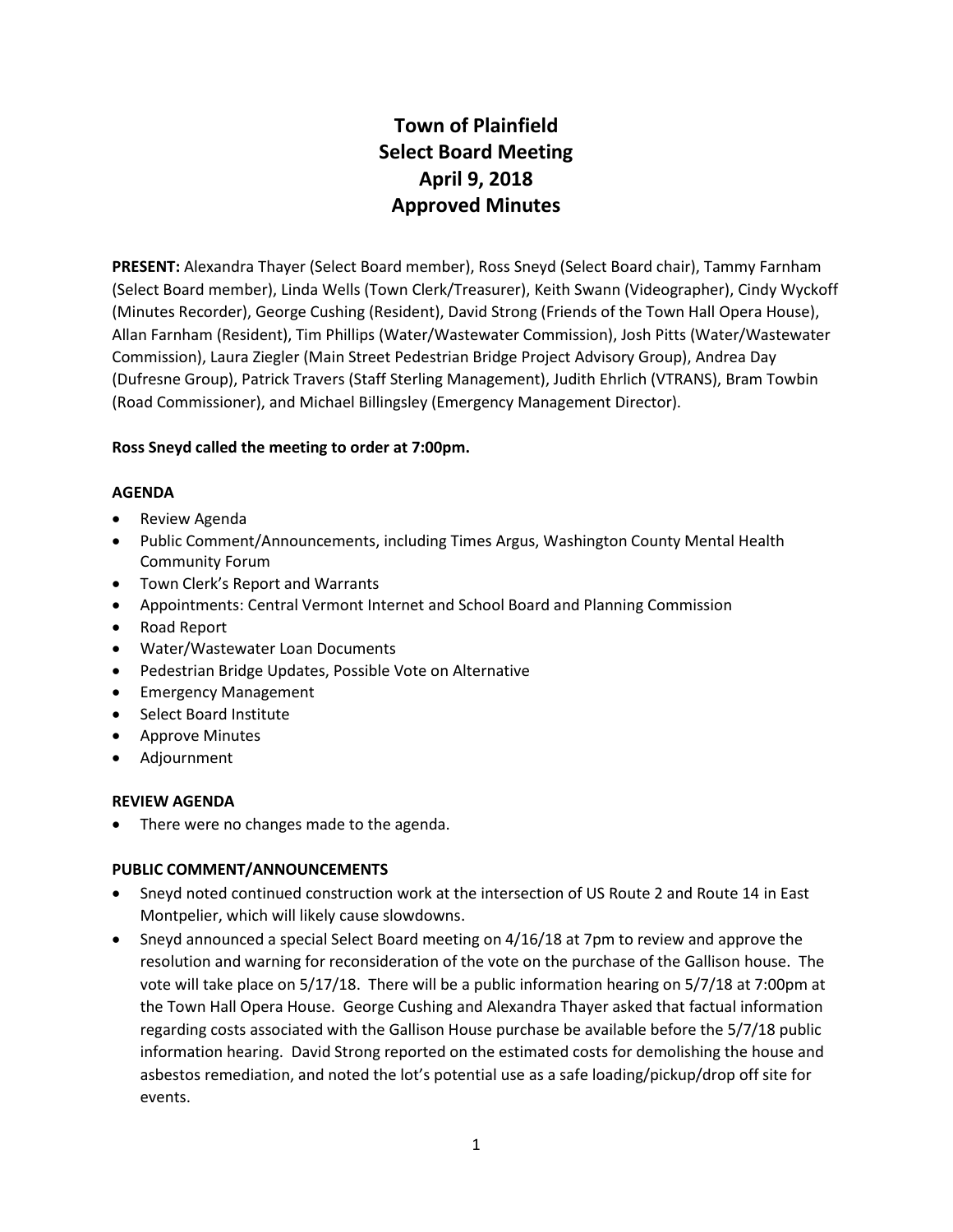# Town of Plainfield
# Select Board Meeting
# April 9, 2018
# Approved Minutes

**PRESENT:** Alexandra Thayer (Select Board member), Ross Sneyd (Select Board chair), Tammy Farnham (Select Board member), Linda Wells (Town Clerk/Treasurer), Keith Swann (Videographer), Cindy Wyckoff (Minutes Recorder), George Cushing (Resident), David Strong (Friends of the Town Hall Opera House), Allan Farnham (Resident), Tim Phillips (Water/Wastewater Commission), Josh Pitts (Water/Wastewater Commission), Laura Ziegler (Main Street Pedestrian Bridge Project Advisory Group), Andrea Day (Dufresne Group), Patrick Travers (Staff Sterling Management), Judith Ehrlich (VTRANS), Bram Towbin (Road Commissioner), and Michael Billingsley (Emergency Management Director).

**Ross Sneyd called the meeting to order at 7:00pm.**

**AGENDA**

- Review Agenda
- Public Comment/Announcements, including Times Argus, Washington County Mental Health Community Forum
- Town Clerk's Report and Warrants
- Appointments: Central Vermont Internet and School Board and Planning Commission
- Road Report
- Water/Wastewater Loan Documents
- Pedestrian Bridge Updates, Possible Vote on Alternative
- Emergency Management
- Select Board Institute
- Approve Minutes
- Adjournment

**REVIEW AGENDA**

- There were no changes made to the agenda.

**PUBLIC COMMENT/ANNOUNCEMENTS**

- Sneyd noted continued construction work at the intersection of US Route 2 and Route 14 in East Montpelier, which will likely cause slowdowns.
- Sneyd announced a special Select Board meeting on 4/16/18 at 7pm to review and approve the resolution and warning for reconsideration of the vote on the purchase of the Gallison house. The vote will take place on 5/17/18. There will be a public information hearing on 5/7/18 at 7:00pm at the Town Hall Opera House. George Cushing and Alexandra Thayer asked that factual information regarding costs associated with the Gallison House purchase be available before the 5/7/18 public information hearing. David Strong reported on the estimated costs for demolishing the house and asbestos remediation, and noted the lot's potential use as a safe loading/pickup/drop off site for events.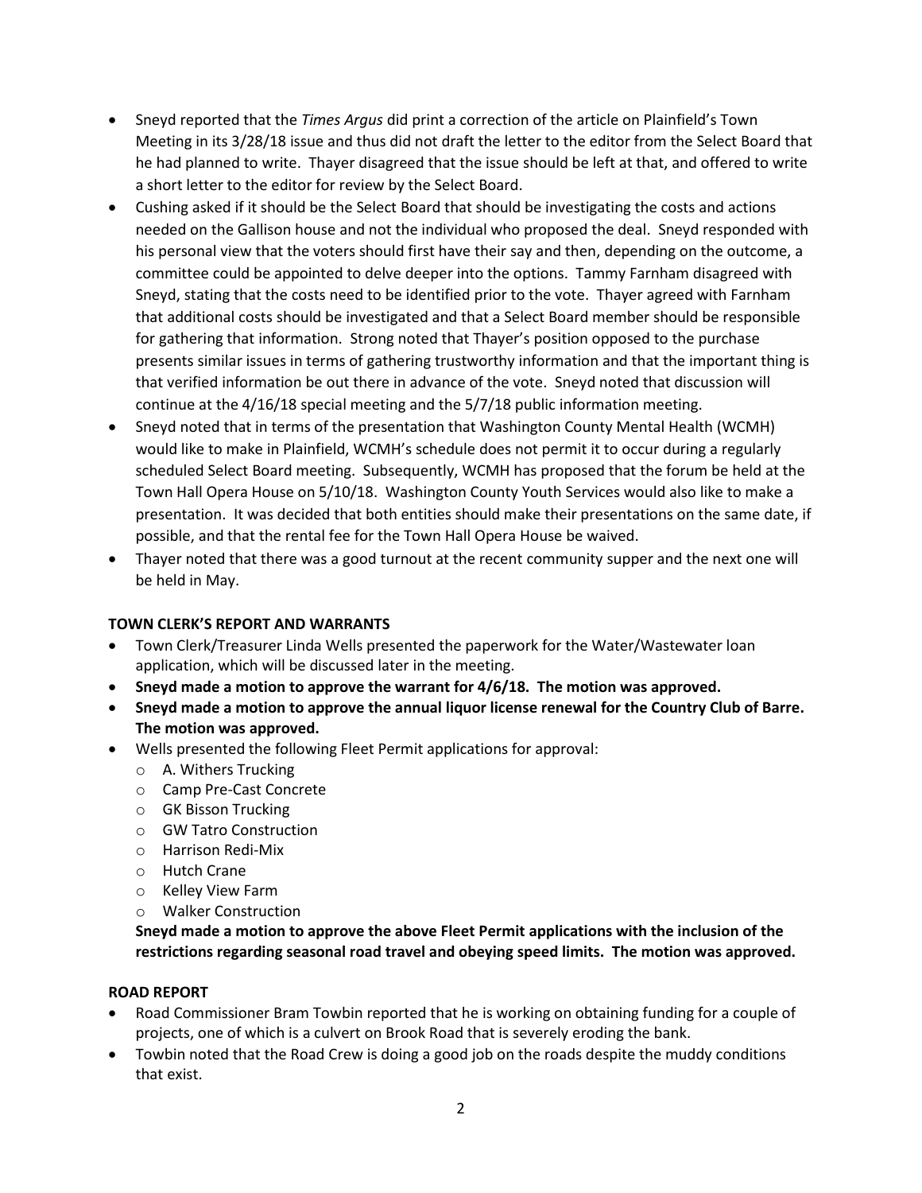- Sneyd reported that the *Times Argus* did print a correction of the article on Plainfield's Town Meeting in its 3/28/18 issue and thus did not draft the letter to the editor from the Select Board that he had planned to write. Thayer disagreed that the issue should be left at that, and offered to write a short letter to the editor for review by the Select Board.
- Cushing asked if it should be the Select Board that should be investigating the costs and actions needed on the Gallison house and not the individual who proposed the deal. Sneyd responded with his personal view that the voters should first have their say and then, depending on the outcome, a committee could be appointed to delve deeper into the options. Tammy Farnham disagreed with Sneyd, stating that the costs need to be identified prior to the vote. Thayer agreed with Farnham that additional costs should be investigated and that a Select Board member should be responsible for gathering that information. Strong noted that Thayer's position opposed to the purchase presents similar issues in terms of gathering trustworthy information and that the important thing is that verified information be out there in advance of the vote. Sneyd noted that discussion will continue at the 4/16/18 special meeting and the 5/7/18 public information meeting.
- Sneyd noted that in terms of the presentation that Washington County Mental Health (WCMH) would like to make in Plainfield, WCMH's schedule does not permit it to occur during a regularly scheduled Select Board meeting. Subsequently, WCMH has proposed that the forum be held at the Town Hall Opera House on 5/10/18. Washington County Youth Services would also like to make a presentation. It was decided that both entities should make their presentations on the same date, if possible, and that the rental fee for the Town Hall Opera House be waived.
- Thayer noted that there was a good turnout at the recent community supper and the next one will be held in May.

**TOWN CLERK'S REPORT AND WARRANTS**

- Town Clerk/Treasurer Linda Wells presented the paperwork for the Water/Wastewater loan application, which will be discussed later in the meeting.
- **Sneyd made a motion to approve the warrant for 4/6/18. The motion was approved.**
- **Sneyd made a motion to approve the annual liquor license renewal for the Country Club of Barre. The motion was approved.**
- Wells presented the following Fleet Permit applications for approval:
  - A. Withers Trucking
  - Camp Pre-Cast Concrete
  - GK Bisson Trucking
  - GW Tatro Construction
  - Harrison Redi-Mix
  - Hutch Crane
  - Kelley View Farm
  - Walker Construction

  **Sneyd made a motion to approve the above Fleet Permit applications with the inclusion of the restrictions regarding seasonal road travel and obeying speed limits. The motion was approved.**

**ROAD REPORT**

- Road Commissioner Bram Towbin reported that he is working on obtaining funding for a couple of projects, one of which is a culvert on Brook Road that is severely eroding the bank.
- Towbin noted that the Road Crew is doing a good job on the roads despite the muddy conditions that exist.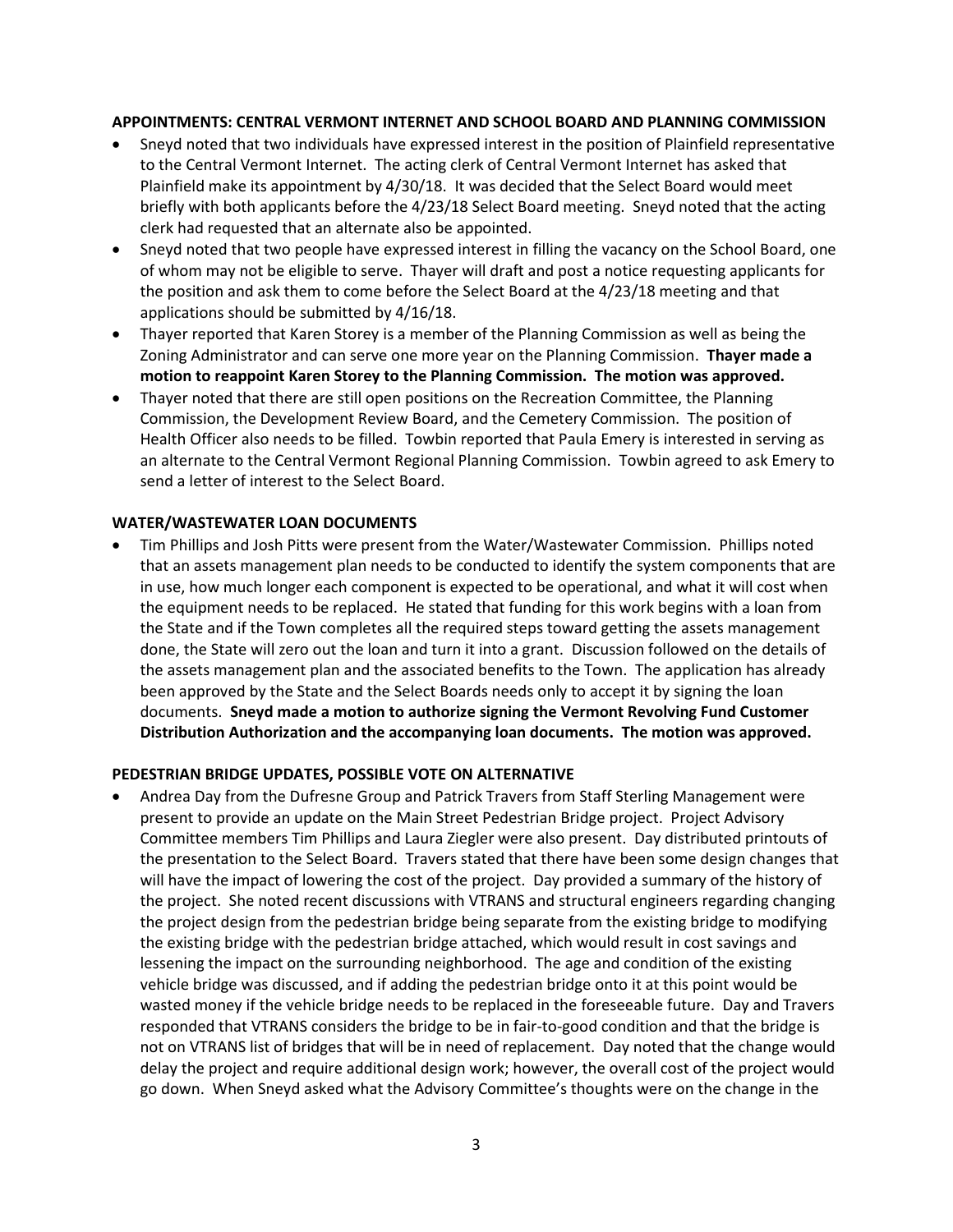**APPOINTMENTS: CENTRAL VERMONT INTERNET AND SCHOOL BOARD AND PLANNING COMMISSION**

- Sneyd noted that two individuals have expressed interest in the position of Plainfield representative to the Central Vermont Internet. The acting clerk of Central Vermont Internet has asked that Plainfield make its appointment by 4/30/18. It was decided that the Select Board would meet briefly with both applicants before the 4/23/18 Select Board meeting. Sneyd noted that the acting clerk had requested that an alternate also be appointed.
- Sneyd noted that two people have expressed interest in filling the vacancy on the School Board, one of whom may not be eligible to serve. Thayer will draft and post a notice requesting applicants for the position and ask them to come before the Select Board at the 4/23/18 meeting and that applications should be submitted by 4/16/18.
- Thayer reported that Karen Storey is a member of the Planning Commission as well as being the Zoning Administrator and can serve one more year on the Planning Commission. **Thayer made a motion to reappoint Karen Storey to the Planning Commission. The motion was approved.**
- Thayer noted that there are still open positions on the Recreation Committee, the Planning Commission, the Development Review Board, and the Cemetery Commission. The position of Health Officer also needs to be filled. Towbin reported that Paula Emery is interested in serving as an alternate to the Central Vermont Regional Planning Commission. Towbin agreed to ask Emery to send a letter of interest to the Select Board.

**WATER/WASTEWATER LOAN DOCUMENTS**

- Tim Phillips and Josh Pitts were present from the Water/Wastewater Commission. Phillips noted that an assets management plan needs to be conducted to identify the system components that are in use, how much longer each component is expected to be operational, and what it will cost when the equipment needs to be replaced. He stated that funding for this work begins with a loan from the State and if the Town completes all the required steps toward getting the assets management done, the State will zero out the loan and turn it into a grant. Discussion followed on the details of the assets management plan and the associated benefits to the Town. The application has already been approved by the State and the Select Boards needs only to accept it by signing the loan documents. **Sneyd made a motion to authorize signing the Vermont Revolving Fund Customer Distribution Authorization and the accompanying loan documents. The motion was approved.**

**PEDESTRIAN BRIDGE UPDATES, POSSIBLE VOTE ON ALTERNATIVE**

- Andrea Day from the Dufresne Group and Patrick Travers from Staff Sterling Management were present to provide an update on the Main Street Pedestrian Bridge project. Project Advisory Committee members Tim Phillips and Laura Ziegler were also present. Day distributed printouts of the presentation to the Select Board. Travers stated that there have been some design changes that will have the impact of lowering the cost of the project. Day provided a summary of the history of the project. She noted recent discussions with VTRANS and structural engineers regarding changing the project design from the pedestrian bridge being separate from the existing bridge to modifying the existing bridge with the pedestrian bridge attached, which would result in cost savings and lessening the impact on the surrounding neighborhood. The age and condition of the existing vehicle bridge was discussed, and if adding the pedestrian bridge onto it at this point would be wasted money if the vehicle bridge needs to be replaced in the foreseeable future. Day and Travers responded that VTRANS considers the bridge to be in fair-to-good condition and that the bridge is not on VTRANS list of bridges that will be in need of replacement. Day noted that the change would delay the project and require additional design work; however, the overall cost of the project would go down. When Sneyd asked what the Advisory Committee's thoughts were on the change in the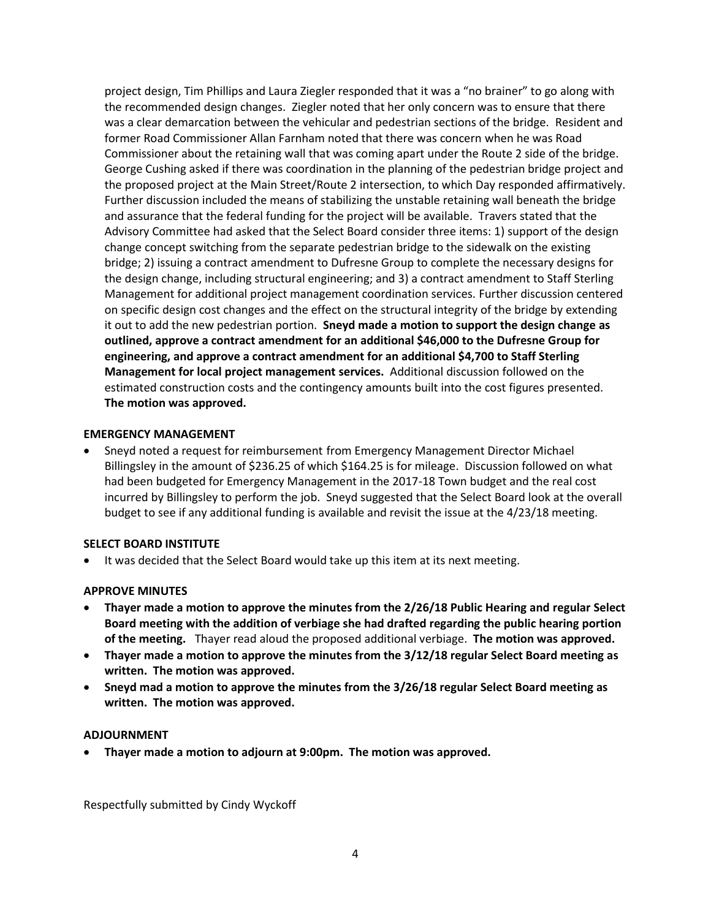project design, Tim Phillips and Laura Ziegler responded that it was a "no brainer" to go along with the recommended design changes. Ziegler noted that her only concern was to ensure that there was a clear demarcation between the vehicular and pedestrian sections of the bridge. Resident and former Road Commissioner Allan Farnham noted that there was concern when he was Road Commissioner about the retaining wall that was coming apart under the Route 2 side of the bridge. George Cushing asked if there was coordination in the planning of the pedestrian bridge project and the proposed project at the Main Street/Route 2 intersection, to which Day responded affirmatively. Further discussion included the means of stabilizing the unstable retaining wall beneath the bridge and assurance that the federal funding for the project will be available. Travers stated that the Advisory Committee had asked that the Select Board consider three items: 1) support of the design change concept switching from the separate pedestrian bridge to the sidewalk on the existing bridge; 2) issuing a contract amendment to Dufresne Group to complete the necessary designs for the design change, including structural engineering; and 3) a contract amendment to Staff Sterling Management for additional project management coordination services. Further discussion centered on specific design cost changes and the effect on the structural integrity of the bridge by extending it out to add the new pedestrian portion. **Sneyd made a motion to support the design change as outlined, approve a contract amendment for an additional $46,000 to the Dufresne Group for engineering, and approve a contract amendment for an additional $4,700 to Staff Sterling Management for local project management services.** Additional discussion followed on the estimated construction costs and the contingency amounts built into the cost figures presented. **The motion was approved.**

**EMERGENCY MANAGEMENT**

- Sneyd noted a request for reimbursement from Emergency Management Director Michael Billingsley in the amount of $236.25 of which $164.25 is for mileage. Discussion followed on what had been budgeted for Emergency Management in the 2017-18 Town budget and the real cost incurred by Billingsley to perform the job. Sneyd suggested that the Select Board look at the overall budget to see if any additional funding is available and revisit the issue at the 4/23/18 meeting.

**SELECT BOARD INSTITUTE**

- It was decided that the Select Board would take up this item at its next meeting.

**APPROVE MINUTES**

- **Thayer made a motion to approve the minutes from the 2/26/18 Public Hearing and regular Select Board meeting with the addition of verbiage she had drafted regarding the public hearing portion of the meeting.** Thayer read aloud the proposed additional verbiage. **The motion was approved.**
- **Thayer made a motion to approve the minutes from the 3/12/18 regular Select Board meeting as written. The motion was approved.**
- **Sneyd mad a motion to approve the minutes from the 3/26/18 regular Select Board meeting as written. The motion was approved.**

**ADJOURNMENT**

- **Thayer made a motion to adjourn at 9:00pm. The motion was approved.**

Respectfully submitted by Cindy Wyckoff